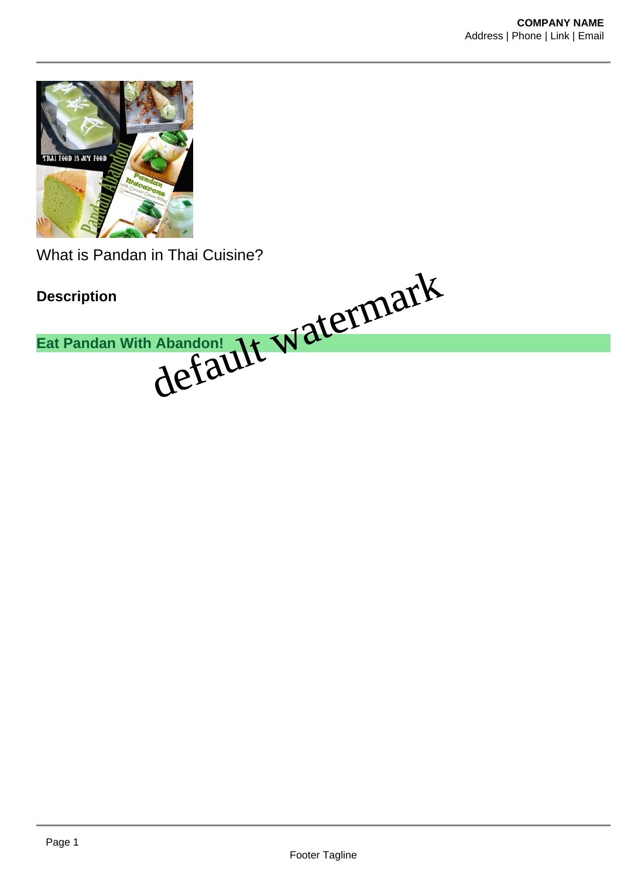What is Pandan in Thai Cuisine?

**Description**

**Eat Pandan With Abandon!**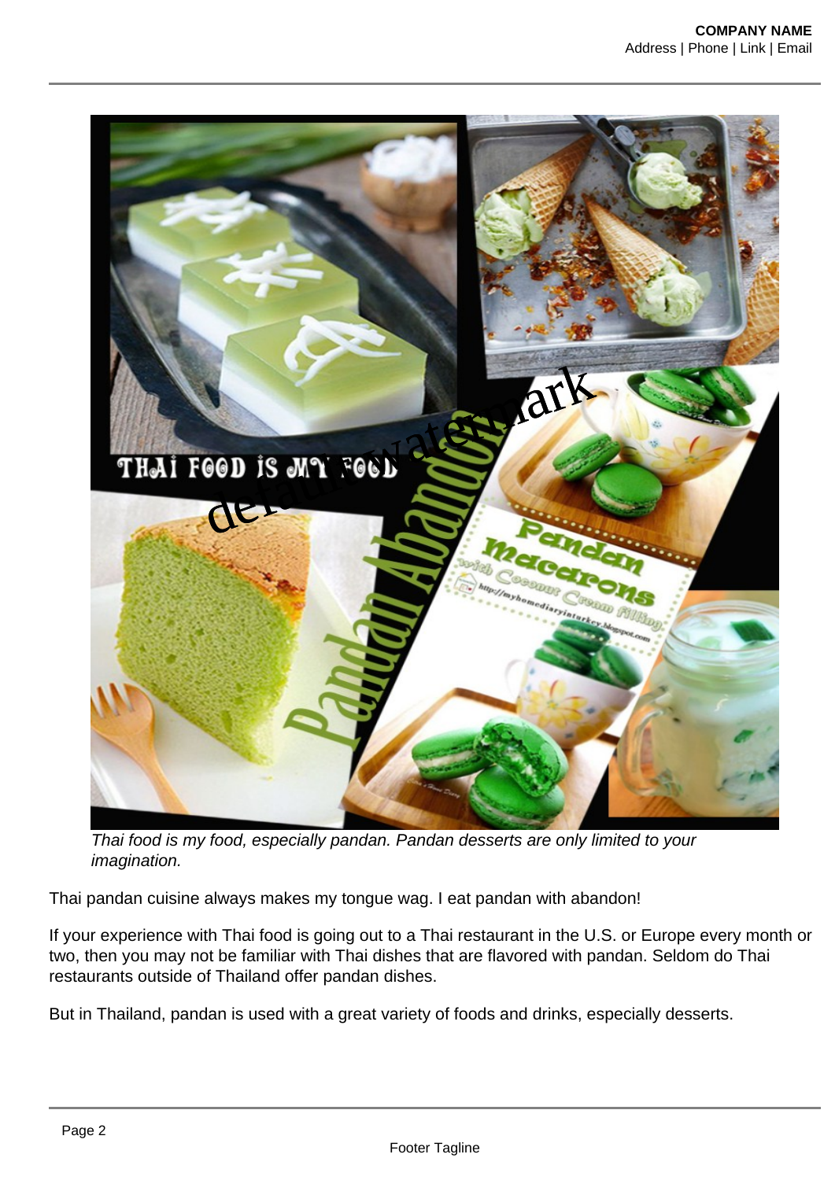*Thai food is my food, especially pandan. Pandan desserts are only limited to your imagination.*

Thai pandan cuisine always makes my tongue wag. I eat pandan with abandon!

If your experience with Thai food is going out to a Thai restaurant in the U.S. or Europe every month or two, then you may not be familiar with Thai dishes that are flavored with pandan. Seldom do Thai restaurants outside of Thailand offer pandan dishes.

But in Thailand, pandan is used with a great variety of foods and drinks, especially desserts.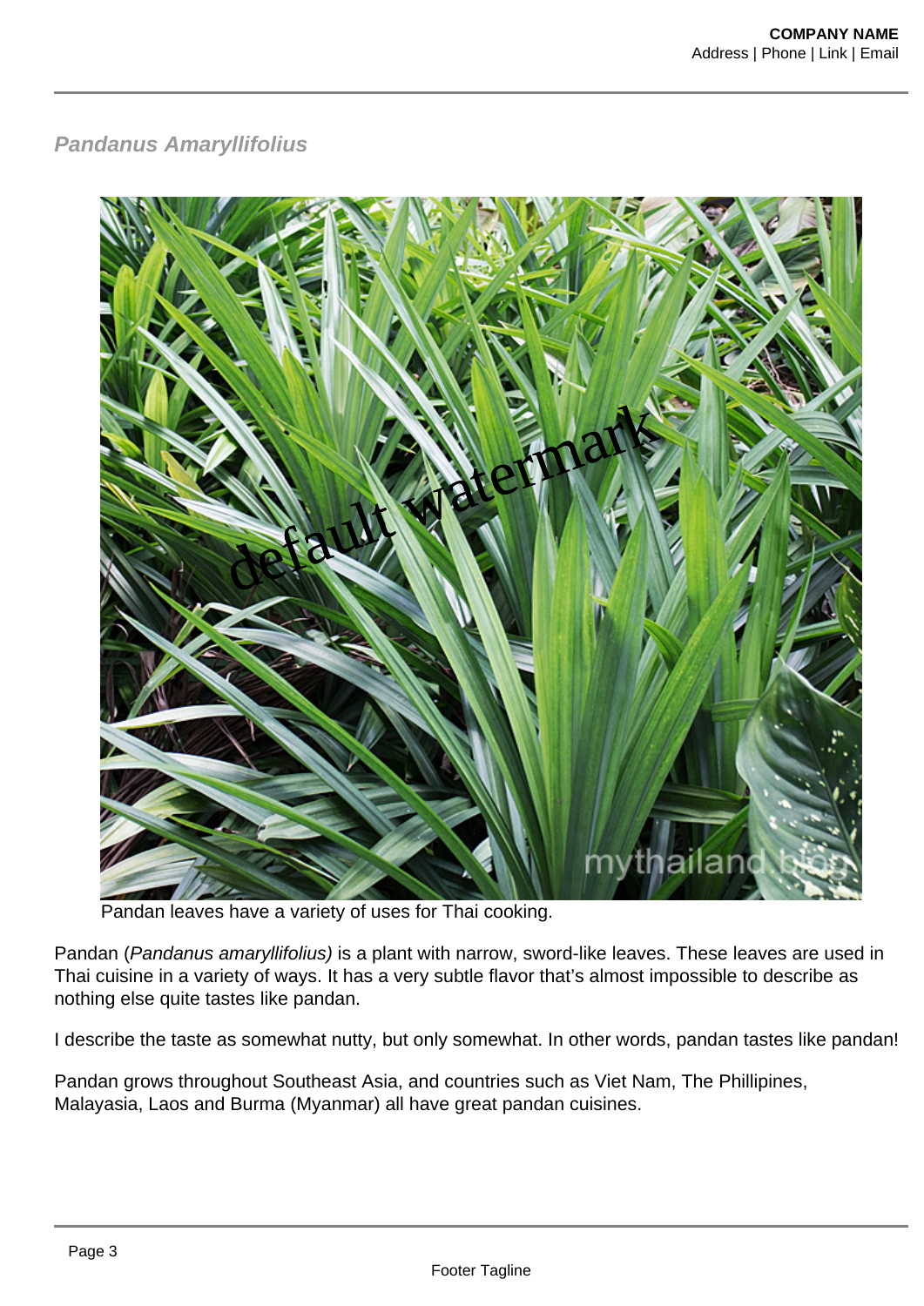### *Pandanus Amaryllifolius*

Pandan leaves have a variety of uses for Thai cooking.

Pandan (*Pandanus amaryllifolius)* is a plant with narrow, sword-like leaves. These leaves are used in Thai cuisine in a variety of ways. It has a very subtle flavor that's almost impossible to describe as nothing else quite tastes like pandan.

I describe the taste as somewhat nutty, but only somewhat. In other words, pandan tastes like pandan!

Pandan grows throughout Southeast Asia, and countries such as Viet Nam, The Phillipines, Malayasia, Laos and Burma (Myanmar) all have great pandan cuisines.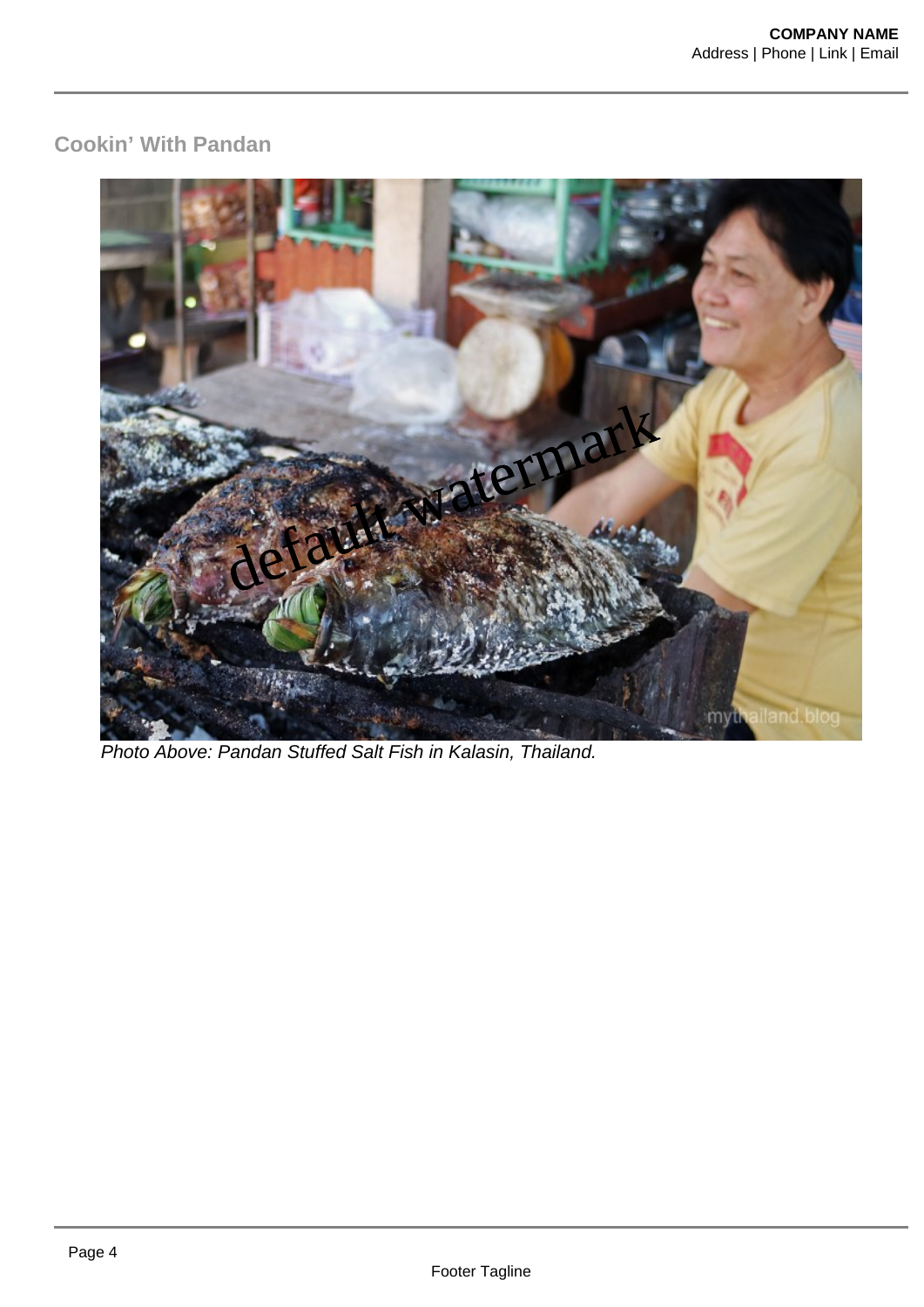## Cookin' With Pandan

*Photo Above: Pandan Stuffed Salt Fish in Kalasin, Thailand.*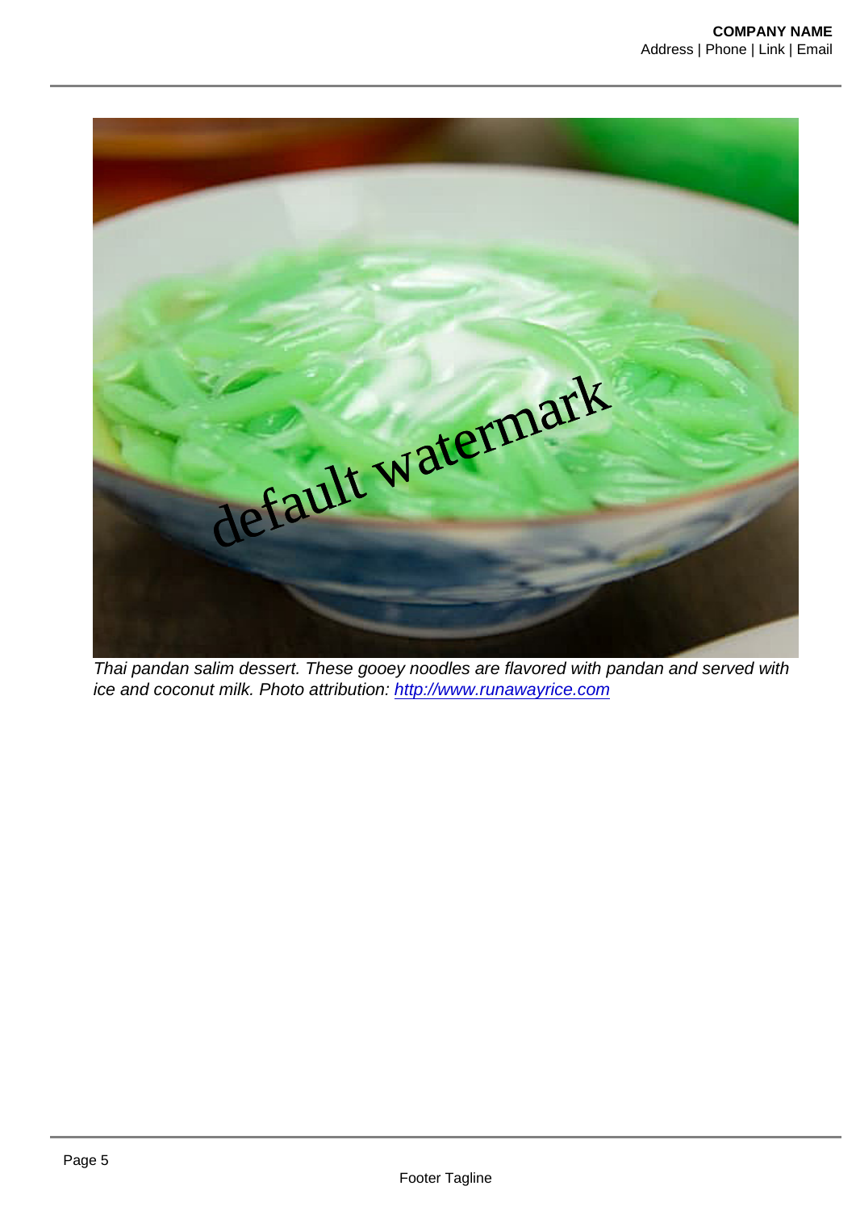Thai pandan salim dessert. These gooey noodles are flavored with pandan and served with ice and coconut milk. Photo attribution: [http://www.runawayrice.com](http://www.runawayrice.com)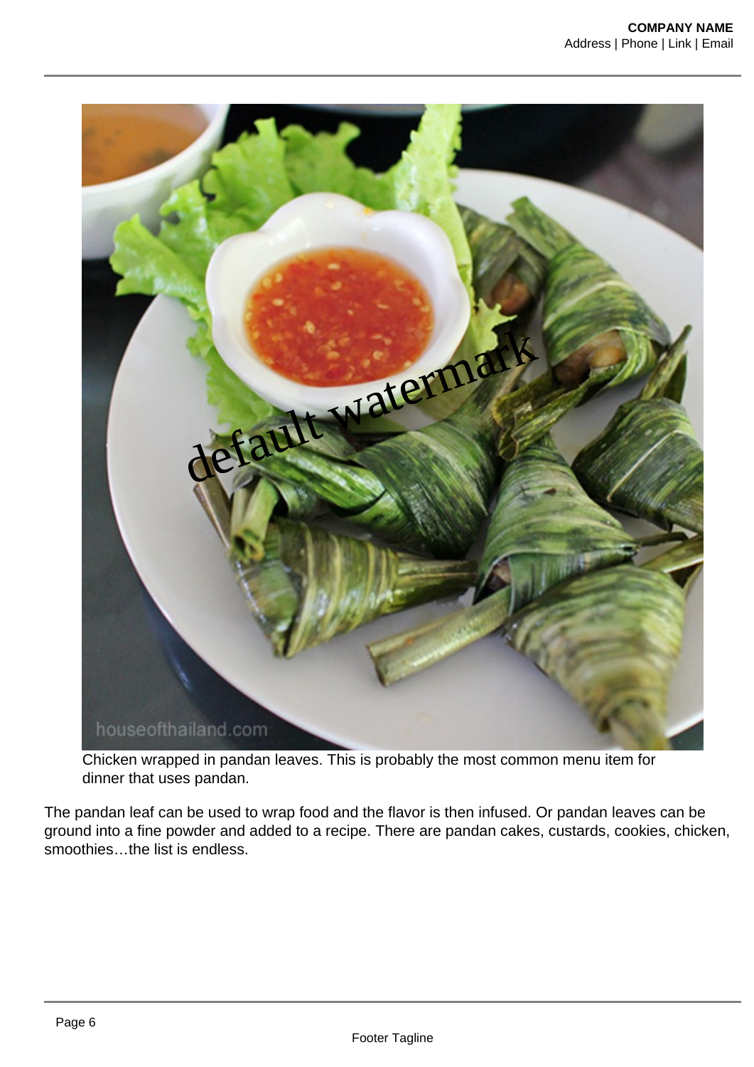Chicken wrapped in pandan leaves. This is probably the most common menu item for dinner that uses pandan.

The pandan leaf can be used to wrap food and the flavor is then infused. Or pandan leaves can be ground into a fine powder and added to a recipe. There are pandan cakes, custards, cookies, chicken, smoothies…the list is endless.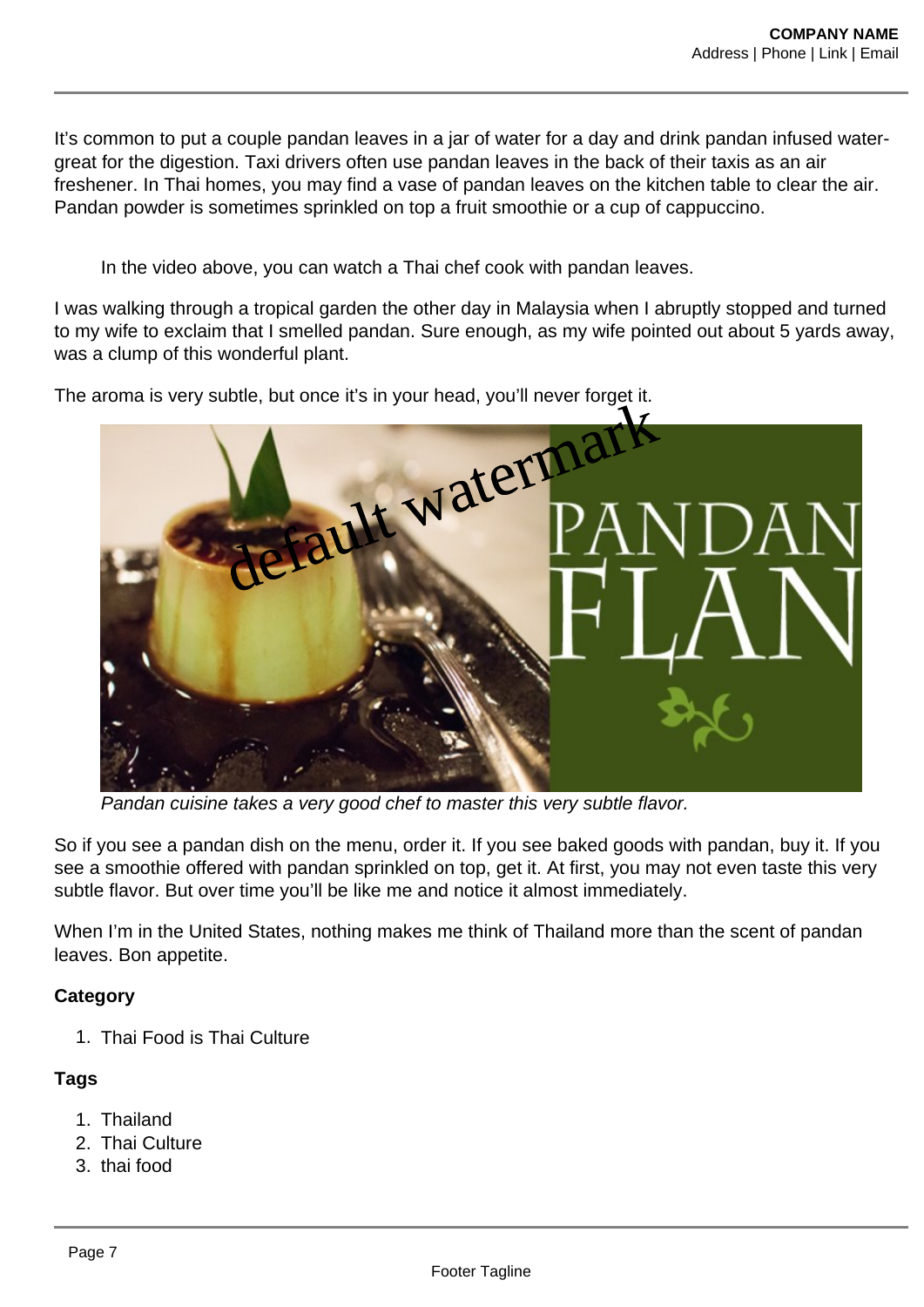It's common to put a couple pandan leaves in a jar of water for a day and drink pandan infused water- great for the digestion. Taxi drivers often use pandan leaves in the back of their taxis as an air freshener. In Thai homes, you may find a vase of pandan leaves on the kitchen table to clear the air. Pandan powder is sometimes sprinkled on top a fruit smoothie or a cup of cappuccino.

In the video above, you can watch a Thai chef cook with pandan leaves.

I was walking through a tropical garden the other day in Malaysia when I abruptly stopped and turned to my wife to exclaim that I smelled pandan. Sure enough, as my wife pointed out about 5 yards away, was a clump of this wonderful plant.

The aroma is very subtle, but once it's in your head, you'll never forget it.

*Pandan cuisine takes a very good chef to master this very subtle flavor.*

So if you see a pandan dish on the menu, order it. If you see baked goods with pandan, buy it. If you see a smoothie offered with pandan sprinkled on top, get it. At first, you may not even taste this very subtle flavor. But over time you'll be like me and notice it almost immediately.

When I'm in the United States, nothing makes me think of Thailand more than the scent of pandan leaves. Bon appetite.

**Category**

1. Thai Food is Thai Culture

**Tags**

1. Thailand
2. Thai Culture
3. thai food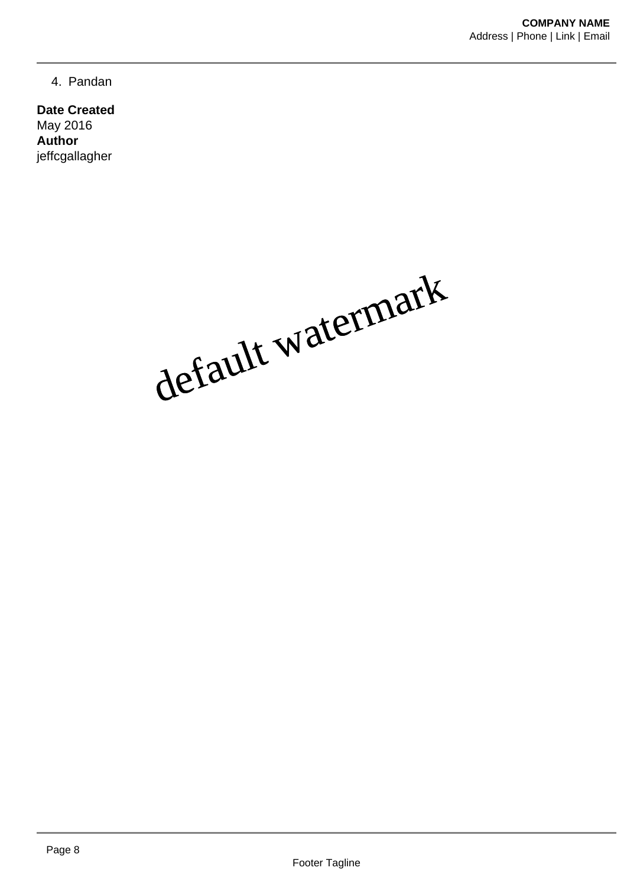4. Pandan

**Date Created**
May 2016
**Author**
jeffcgallagher